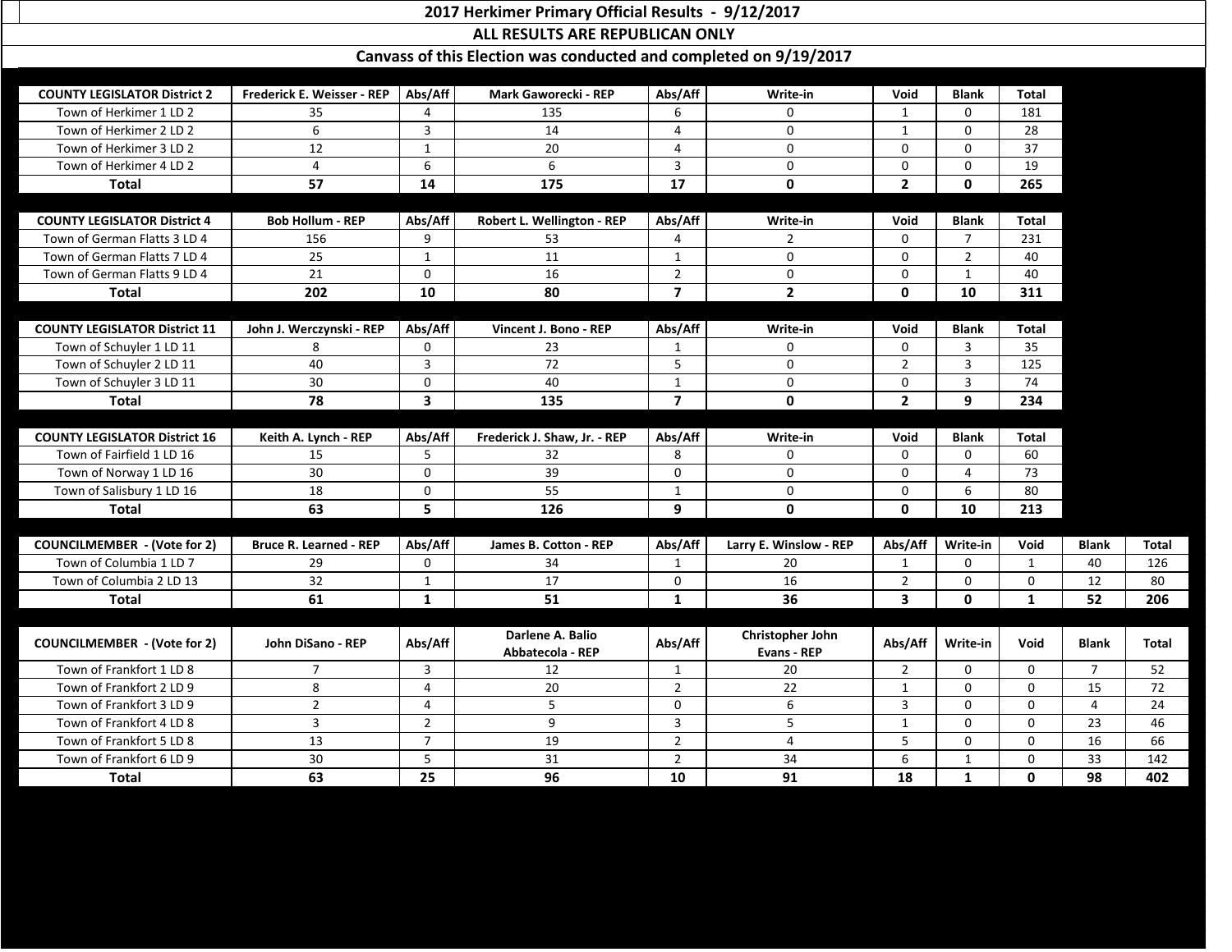# 2017 Herkimer Primary Official Results - 9/12/2017

## ALL RESULTS ARE REPUBLICAN ONLY

### Canvass of this Election was conducted and completed on 9/19/2017

| COUNTY LEGISLATOR District 2 | Frederick E. Weisser - REP | Abs/Aff | Mark Gaworecki - REP | Abs/Aff | Write-in | Void | Blank | Total |
|---|---|---|---|---|---|---|---|---|
| Town of Herkimer 1 LD 2 | 35 | 4 | 135 | 6 | 0 | 1 | 0 | 181 |
| Town of Herkimer 2 LD 2 | 6 | 3 | 14 | 4 | 0 | 1 | 0 | 28 |
| Town of Herkimer 3 LD 2 | 12 | 1 | 20 | 4 | 0 | 0 | 0 | 37 |
| Town of Herkimer 4 LD 2 | 4 | 6 | 6 | 3 | 0 | 0 | 0 | 19 |
| **Total** | **57** | **14** | **175** | **17** | **0** | **2** | **0** | **265** |

| COUNTY LEGISLATOR District 4 | Bob Hollum - REP | Abs/Aff | Robert L. Wellington - REP | Abs/Aff | Write-in | Void | Blank | Total |
|---|---|---|---|---|---|---|---|---|
| Town of German Flatts 3 LD 4 | 156 | 9 | 53 | 4 | 2 | 0 | 7 | 231 |
| Town of German Flatts 7 LD 4 | 25 | 1 | 11 | 1 | 0 | 0 | 2 | 40 |
| Town of German Flatts 9 LD 4 | 21 | 0 | 16 | 2 | 0 | 0 | 1 | 40 |
| **Total** | **202** | **10** | **80** | **7** | **2** | **0** | **10** | **311** |

| COUNTY LEGISLATOR District 11 | John J. Werczynski - REP | Abs/Aff | Vincent J. Bono - REP | Abs/Aff | Write-in | Void | Blank | Total |
|---|---|---|---|---|---|---|---|---|
| Town of Schuyler 1 LD 11 | 8 | 0 | 23 | 1 | 0 | 0 | 3 | 35 |
| Town of Schuyler 2 LD 11 | 40 | 3 | 72 | 5 | 0 | 2 | 3 | 125 |
| Town of Schuyler 3 LD 11 | 30 | 0 | 40 | 1 | 0 | 0 | 3 | 74 |
| **Total** | **78** | **3** | **135** | **7** | **0** | **2** | **9** | **234** |

| COUNTY LEGISLATOR District 16 | Keith A. Lynch - REP | Abs/Aff | Frederick J. Shaw, Jr. - REP | Abs/Aff | Write-in | Void | Blank | Total |
|---|---|---|---|---|---|---|---|---|
| Town of Fairfield 1 LD 16 | 15 | 5 | 32 | 8 | 0 | 0 | 0 | 60 |
| Town of Norway 1 LD 16 | 30 | 0 | 39 | 0 | 0 | 0 | 4 | 73 |
| Town of Salisbury 1 LD 16 | 18 | 0 | 55 | 1 | 0 | 0 | 6 | 80 |
| **Total** | **63** | **5** | **126** | **9** | **0** | **0** | **10** | **213** |

| COUNCILMEMBER - (Vote for 2) | Bruce R. Learned - REP | Abs/Aff | James B. Cotton - REP | Abs/Aff | Larry E. Winslow - REP | Abs/Aff | Write-in | Void | Blank | Total |
|---|---|---|---|---|---|---|---|---|---|---|
| Town of Columbia 1 LD 7 | 29 | 0 | 34 | 1 | 20 | 1 | 0 | 1 | 40 | 126 |
| Town of Columbia 2 LD 13 | 32 | 1 | 17 | 0 | 16 | 2 | 0 | 0 | 12 | 80 |
| **Total** | **61** | **1** | **51** | **1** | **36** | **3** | **0** | **1** | **52** | **206** |

| COUNCILMEMBER - (Vote for 2) | John DiSano - REP | Abs/Aff | Darlene A. Balio Abbatecola - REP | Abs/Aff | Christopher John Evans - REP | Abs/Aff | Write-in | Void | Blank | Total |
|---|---|---|---|---|---|---|---|---|---|---|
| Town of Frankfort 1 LD 8 | 7 | 3 | 12 | 1 | 20 | 2 | 0 | 0 | 7 | 52 |
| Town of Frankfort 2 LD 9 | 8 | 4 | 20 | 2 | 22 | 1 | 0 | 0 | 15 | 72 |
| Town of Frankfort 3 LD 9 | 2 | 4 | 5 | 0 | 6 | 3 | 0 | 0 | 4 | 24 |
| Town of Frankfort 4 LD 8 | 3 | 2 | 9 | 3 | 5 | 1 | 0 | 0 | 23 | 46 |
| Town of Frankfort 5 LD 8 | 13 | 7 | 19 | 2 | 4 | 5 | 0 | 0 | 16 | 66 |
| Town of Frankfort 6 LD 9 | 30 | 5 | 31 | 2 | 34 | 6 | 1 | 0 | 33 | 142 |
| **Total** | **63** | **25** | **96** | **10** | **91** | **18** | **1** | **0** | **98** | **402** |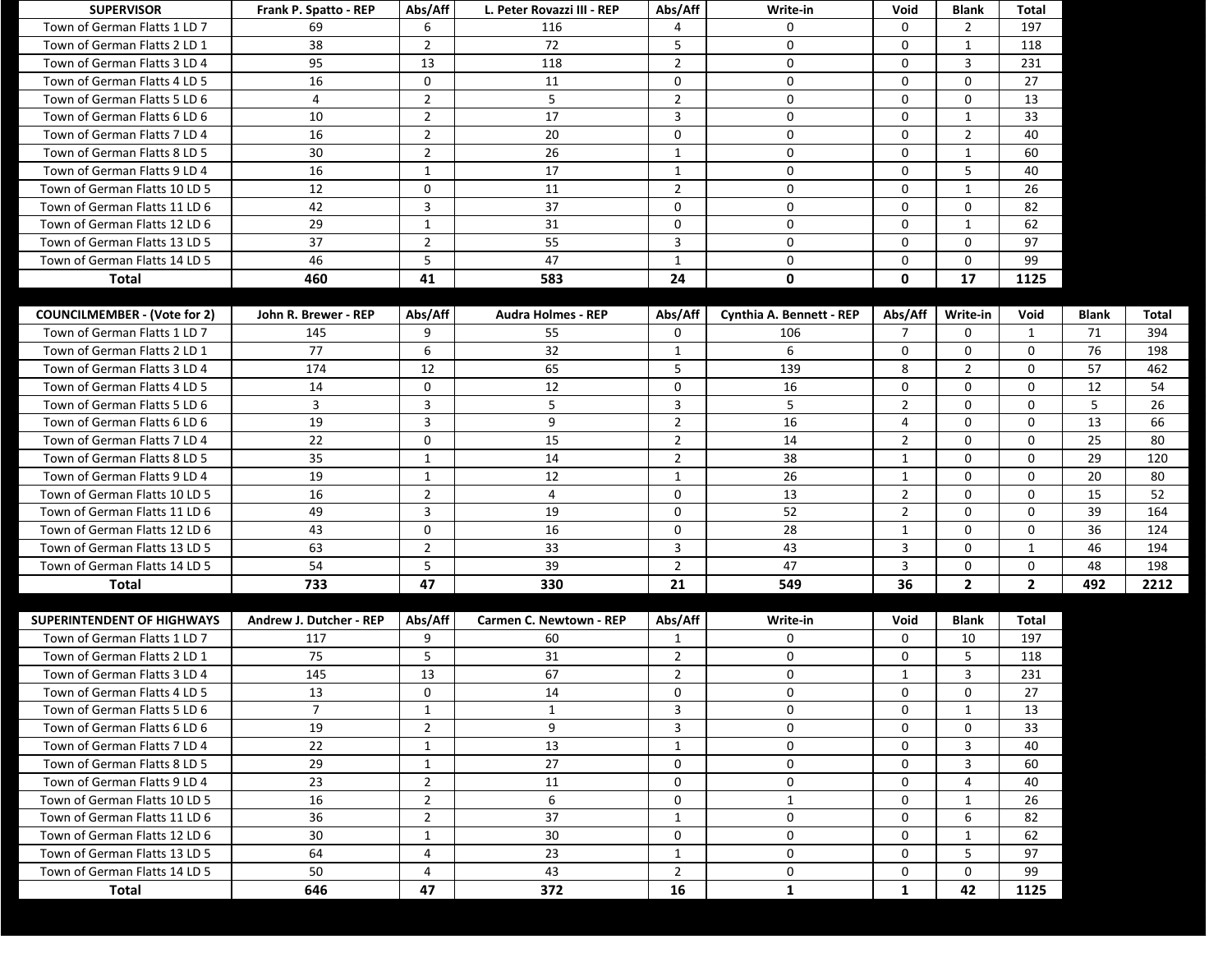| SUPERVISOR | Frank P. Spatto - REP | Abs/Aff | L. Peter Rovazzi III - REP | Abs/Aff | Write-in | Void | Blank | Total |
|---|---|---|---|---|---|---|---|---|
| Town of German Flatts 1 LD 7 | 69 | 6 | 116 | 4 | 0 | 0 | 2 | 197 |
| Town of German Flatts 2 LD 1 | 38 | 2 | 72 | 5 | 0 | 0 | 1 | 118 |
| Town of German Flatts 3 LD 4 | 95 | 13 | 118 | 2 | 0 | 0 | 3 | 231 |
| Town of German Flatts 4 LD 5 | 16 | 0 | 11 | 0 | 0 | 0 | 0 | 27 |
| Town of German Flatts 5 LD 6 | 4 | 2 | 5 | 2 | 0 | 0 | 0 | 13 |
| Town of German Flatts 6 LD 6 | 10 | 2 | 17 | 3 | 0 | 0 | 1 | 33 |
| Town of German Flatts 7 LD 4 | 16 | 2 | 20 | 0 | 0 | 0 | 2 | 40 |
| Town of German Flatts 8 LD 5 | 30 | 2 | 26 | 1 | 0 | 0 | 1 | 60 |
| Town of German Flatts 9 LD 4 | 16 | 1 | 17 | 1 | 0 | 0 | 5 | 40 |
| Town of German Flatts 10 LD 5 | 12 | 0 | 11 | 2 | 0 | 0 | 1 | 26 |
| Town of German Flatts 11 LD 6 | 42 | 3 | 37 | 0 | 0 | 0 | 0 | 82 |
| Town of German Flatts 12 LD 6 | 29 | 1 | 31 | 0 | 0 | 0 | 1 | 62 |
| Town of German Flatts 13 LD 5 | 37 | 2 | 55 | 3 | 0 | 0 | 0 | 97 |
| Town of German Flatts 14 LD 5 | 46 | 5 | 47 | 1 | 0 | 0 | 0 | 99 |
| **Total** | **460** | **41** | **583** | **24** | **0** | **0** | **17** | **1125** |

| COUNCILMEMBER - (Vote for 2) | John R. Brewer - REP | Abs/Aff | Audra Holmes - REP | Abs/Aff | Cynthia A. Bennett - REP | Abs/Aff | Write-in | Void | Blank | Total |
|---|---|---|---|---|---|---|---|---|---|---|
| Town of German Flatts 1 LD 7 | 145 | 9 | 55 | 0 | 106 | 7 | 0 | 1 | 71 | 394 |
| Town of German Flatts 2 LD 1 | 77 | 6 | 32 | 1 | 6 | 0 | 0 | 0 | 76 | 198 |
| Town of German Flatts 3 LD 4 | 174 | 12 | 65 | 5 | 139 | 8 | 2 | 0 | 57 | 462 |
| Town of German Flatts 4 LD 5 | 14 | 0 | 12 | 0 | 16 | 0 | 0 | 0 | 12 | 54 |
| Town of German Flatts 5 LD 6 | 3 | 3 | 5 | 3 | 5 | 2 | 0 | 0 | 5 | 26 |
| Town of German Flatts 6 LD 6 | 19 | 3 | 9 | 2 | 16 | 4 | 0 | 0 | 13 | 66 |
| Town of German Flatts 7 LD 4 | 22 | 0 | 15 | 2 | 14 | 2 | 0 | 0 | 25 | 80 |
| Town of German Flatts 8 LD 5 | 35 | 1 | 14 | 2 | 38 | 1 | 0 | 0 | 29 | 120 |
| Town of German Flatts 9 LD 4 | 19 | 1 | 12 | 1 | 26 | 1 | 0 | 0 | 20 | 80 |
| Town of German Flatts 10 LD 5 | 16 | 2 | 4 | 0 | 13 | 2 | 0 | 0 | 15 | 52 |
| Town of German Flatts 11 LD 6 | 49 | 3 | 19 | 0 | 52 | 2 | 0 | 0 | 39 | 164 |
| Town of German Flatts 12 LD 6 | 43 | 0 | 16 | 0 | 28 | 1 | 0 | 0 | 36 | 124 |
| Town of German Flatts 13 LD 5 | 63 | 2 | 33 | 3 | 43 | 3 | 0 | 1 | 46 | 194 |
| Town of German Flatts 14 LD 5 | 54 | 5 | 39 | 2 | 47 | 3 | 0 | 0 | 48 | 198 |
| **Total** | **733** | **47** | **330** | **21** | **549** | **36** | **2** | **2** | **492** | **2212** |

| SUPERINTENDENT OF HIGHWAYS | Andrew J. Dutcher - REP | Abs/Aff | Carmen C. Newtown - REP | Abs/Aff | Write-in | Void | Blank | Total |
|---|---|---|---|---|---|---|---|---|
| Town of German Flatts 1 LD 7 | 117 | 9 | 60 | 1 | 0 | 0 | 10 | 197 |
| Town of German Flatts 2 LD 1 | 75 | 5 | 31 | 2 | 0 | 0 | 5 | 118 |
| Town of German Flatts 3 LD 4 | 145 | 13 | 67 | 2 | 0 | 1 | 3 | 231 |
| Town of German Flatts 4 LD 5 | 13 | 0 | 14 | 0 | 0 | 0 | 0 | 27 |
| Town of German Flatts 5 LD 6 | 7 | 1 | 1 | 3 | 0 | 0 | 1 | 13 |
| Town of German Flatts 6 LD 6 | 19 | 2 | 9 | 3 | 0 | 0 | 0 | 33 |
| Town of German Flatts 7 LD 4 | 22 | 1 | 13 | 1 | 0 | 0 | 3 | 40 |
| Town of German Flatts 8 LD 5 | 29 | 1 | 27 | 0 | 0 | 0 | 3 | 60 |
| Town of German Flatts 9 LD 4 | 23 | 2 | 11 | 0 | 0 | 0 | 4 | 40 |
| Town of German Flatts 10 LD 5 | 16 | 2 | 6 | 0 | 1 | 0 | 1 | 26 |
| Town of German Flatts 11 LD 6 | 36 | 2 | 37 | 1 | 0 | 0 | 6 | 82 |
| Town of German Flatts 12 LD 6 | 30 | 1 | 30 | 0 | 0 | 0 | 1 | 62 |
| Town of German Flatts 13 LD 5 | 64 | 4 | 23 | 1 | 0 | 0 | 5 | 97 |
| Town of German Flatts 14 LD 5 | 50 | 4 | 43 | 2 | 0 | 0 | 0 | 99 |
| **Total** | **646** | **47** | **372** | **16** | **1** | **1** | **42** | **1125** |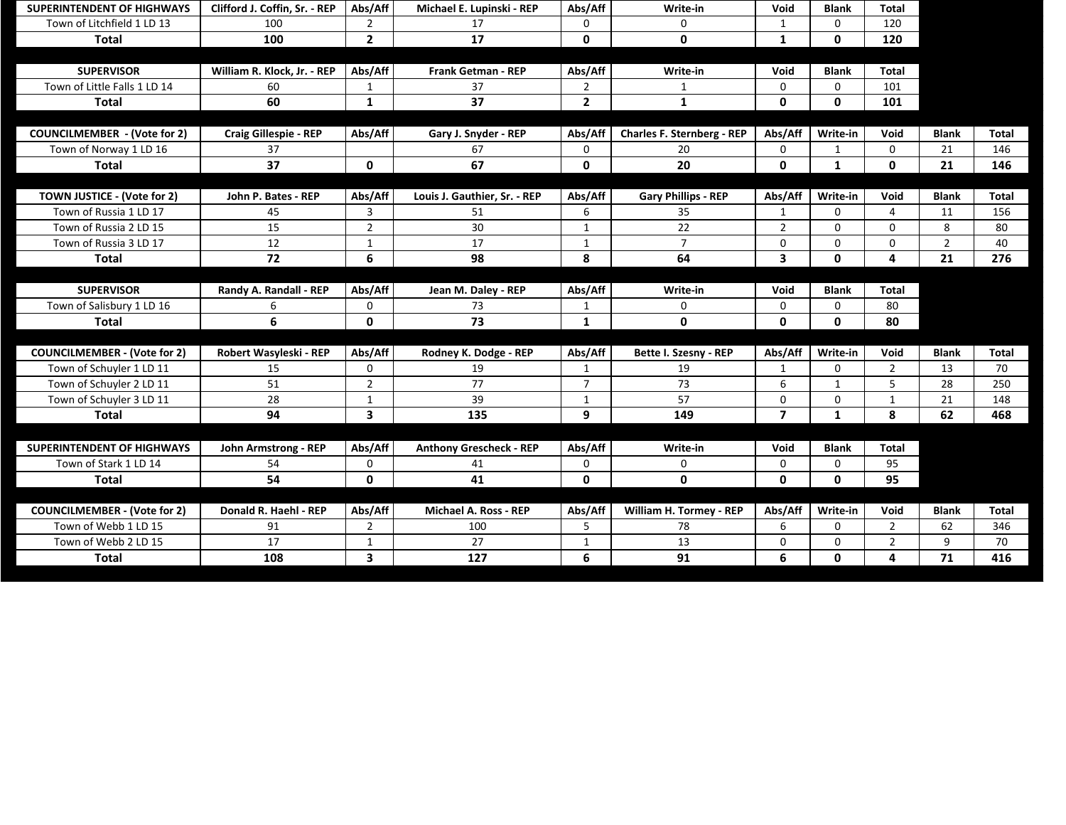| SUPERINTENDENT OF HIGHWAYS | Clifford J. Coffin, Sr. - REP | Abs/Aff | Michael E. Lupinski - REP | Abs/Aff | Write-in | Void | Blank | Total |
|---|---|---|---|---|---|---|---|---|
| Town of Litchfield 1 LD 13 | 100 | 2 | 17 | 0 | 0 | 1 | 0 | 120 |
| **Total** | **100** | **2** | **17** | **0** | **0** | **1** | **0** | **120** |

| SUPERVISOR | William R. Klock, Jr. - REP | Abs/Aff | Frank Getman - REP | Abs/Aff | Write-in | Void | Blank | Total |
|---|---|---|---|---|---|---|---|---|
| Town of Little Falls 1 LD 14 | 60 | 1 | 37 | 2 | 1 | 0 | 0 | 101 |
| **Total** | **60** | **1** | **37** | **2** | **1** | **0** | **0** | **101** |

| COUNCILMEMBER - (Vote for 2) | Craig Gillespie - REP | Abs/Aff | Gary J. Snyder - REP | Abs/Aff | Charles F. Sternberg - REP | Abs/Aff | Write-in | Void | Blank | Total |
|---|---|---|---|---|---|---|---|---|---|---|
| Town of Norway 1 LD 16 | 37 | | 67 | 0 | 20 | 0 | 1 | 0 | 21 | 146 |
| **Total** | **37** | **0** | **67** | **0** | **20** | **0** | **1** | **0** | **21** | **146** |

| TOWN JUSTICE - (Vote for 2) | John P. Bates - REP | Abs/Aff | Louis J. Gauthier, Sr. - REP | Abs/Aff | Gary Phillips - REP | Abs/Aff | Write-in | Void | Blank | Total |
|---|---|---|---|---|---|---|---|---|---|---|
| Town of Russia 1 LD 17 | 45 | 3 | 51 | 6 | 35 | 1 | 0 | 4 | 11 | 156 |
| Town of Russia 2 LD 15 | 15 | 2 | 30 | 1 | 22 | 2 | 0 | 0 | 8 | 80 |
| Town of Russia 3 LD 17 | 12 | 1 | 17 | 1 | 7 | 0 | 0 | 0 | 2 | 40 |
| **Total** | **72** | **6** | **98** | **8** | **64** | **3** | **0** | **4** | **21** | **276** |

| SUPERVISOR | Randy A. Randall - REP | Abs/Aff | Jean M. Daley - REP | Abs/Aff | Write-in | Void | Blank | Total |
|---|---|---|---|---|---|---|---|---|
| Town of Salisbury 1 LD 16 | 6 | 0 | 73 | 1 | 0 | 0 | 0 | 80 |
| **Total** | **6** | **0** | **73** | **1** | **0** | **0** | **0** | **80** |

| COUNCILMEMBER - (Vote for 2) | Robert Wasyleski - REP | Abs/Aff | Rodney K. Dodge - REP | Abs/Aff | Bette I. Szesny - REP | Abs/Aff | Write-in | Void | Blank | Total |
|---|---|---|---|---|---|---|---|---|---|---|
| Town of Schuyler 1 LD 11 | 15 | 0 | 19 | 1 | 19 | 1 | 0 | 2 | 13 | 70 |
| Town of Schuyler 2 LD 11 | 51 | 2 | 77 | 7 | 73 | 6 | 1 | 5 | 28 | 250 |
| Town of Schuyler 3 LD 11 | 28 | 1 | 39 | 1 | 57 | 0 | 0 | 1 | 21 | 148 |
| **Total** | **94** | **3** | **135** | **9** | **149** | **7** | **1** | **8** | **62** | **468** |

| SUPERINTENDENT OF HIGHWAYS | John Armstrong - REP | Abs/Aff | Anthony Grescheck - REP | Abs/Aff | Write-in | Void | Blank | Total |
|---|---|---|---|---|---|---|---|---|
| Town of Stark 1 LD 14 | 54 | 0 | 41 | 0 | 0 | 0 | 0 | 95 |
| **Total** | **54** | **0** | **41** | **0** | **0** | **0** | **0** | **95** |

| COUNCILMEMBER - (Vote for 2) | Donald R. Haehl - REP | Abs/Aff | Michael A. Ross - REP | Abs/Aff | William H. Tormey - REP | Abs/Aff | Write-in | Void | Blank | Total |
|---|---|---|---|---|---|---|---|---|---|---|
| Town of Webb 1 LD 15 | 91 | 2 | 100 | 5 | 78 | 6 | 0 | 2 | 62 | 346 |
| Town of Webb 2 LD 15 | 17 | 1 | 27 | 1 | 13 | 0 | 0 | 2 | 9 | 70 |
| **Total** | **108** | **3** | **127** | **6** | **91** | **6** | **0** | **4** | **71** | **416** |